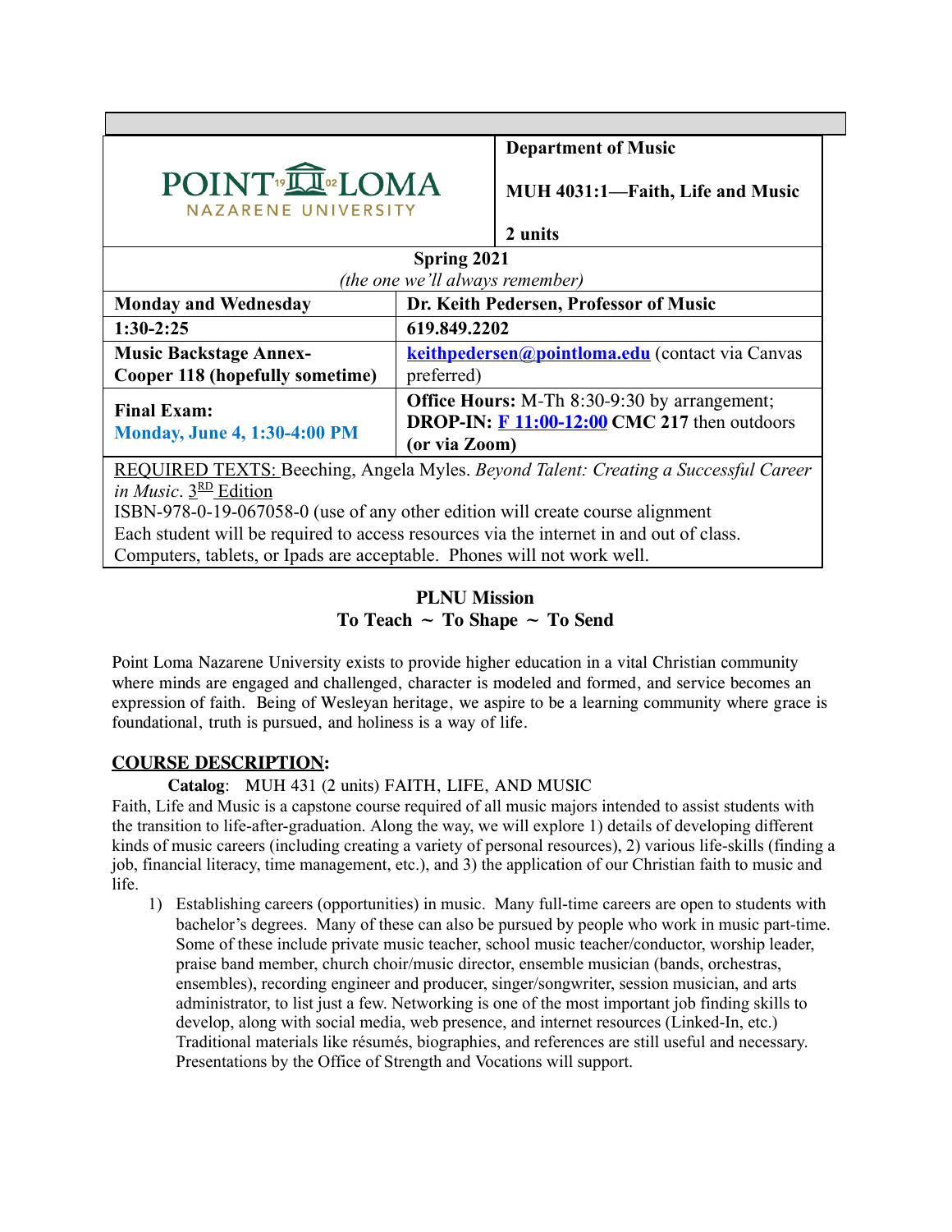| POINT LOMA NAZARENE UNIVERSITY | **Department of Music**<br><br>**MUH 4031:1—Faith, Life and Music**<br><br>**2 units** |
|---|---|
| **Spring 2021**<br>*(the one we'll always remember)* | |
| **Monday and Wednesday** | **Dr. Keith Pedersen, Professor of Music** |
| **1:30-2:25** | **619.849.2202** |
| **Music Backstage Annex-**<br>**Cooper 118 (hopefully sometime)** | keithpedersen@pointloma.edu (contact via Canvas preferred) |
| **Final Exam:**<br>**Monday, June 4, 1:30-4:00 PM** | **Office Hours:** M-Th 8:30-9:30 by arrangement;<br>**DROP-IN:** **F 11:00-12:00** **CMC 217** then outdoors **(or via Zoom)** |

REQUIRED TEXTS: Beeching, Angela Myles. *Beyond Talent: Creating a Successful Career in Music*. 3RD Edition
ISBN-978-0-19-067058-0 (use of any other edition will create course alignment
Each student will be required to access resources via the internet in and out of class. Computers, tablets, or Ipads are acceptable. Phones will not work well.

**PLNU Mission**
**To Teach ~ To Shape ~ To Send**

Point Loma Nazarene University exists to provide higher education in a vital Christian community where minds are engaged and challenged, character is modeled and formed, and service becomes an expression of faith. Being of Wesleyan heritage, we aspire to be a learning community where grace is foundational, truth is pursued, and holiness is a way of life.

## COURSE DESCRIPTION:

**Catalog**: MUH 431 (2 units) FAITH, LIFE, AND MUSIC

Faith, Life and Music is a capstone course required of all music majors intended to assist students with the transition to life-after-graduation. Along the way, we will explore 1) details of developing different kinds of music careers (including creating a variety of personal resources), 2) various life-skills (finding a job, financial literacy, time management, etc.), and 3) the application of our Christian faith to music and life.

1) Establishing careers (opportunities) in music. Many full-time careers are open to students with bachelor's degrees. Many of these can also be pursued by people who work in music part-time. Some of these include private music teacher, school music teacher/conductor, worship leader, praise band member, church choir/music director, ensemble musician (bands, orchestras, ensembles), recording engineer and producer, singer/songwriter, session musician, and arts administrator, to list just a few. Networking is one of the most important job finding skills to develop, along with social media, web presence, and internet resources (Linked-In, etc.) Traditional materials like résumés, biographies, and references are still useful and necessary. Presentations by the Office of Strength and Vocations will support.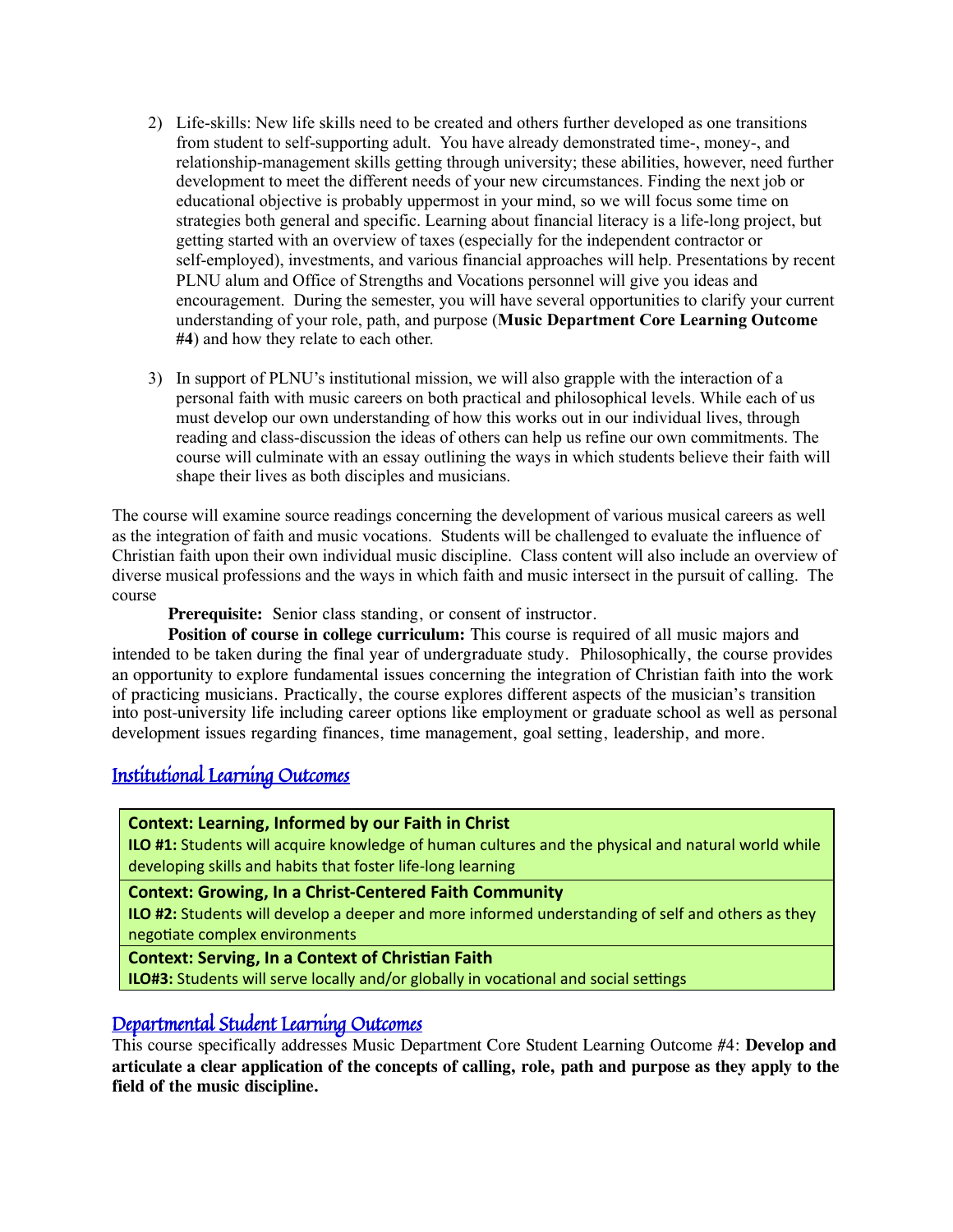2) Life-skills: New life skills need to be created and others further developed as one transitions from student to self-supporting adult. You have already demonstrated time-, money-, and relationship-management skills getting through university; these abilities, however, need further development to meet the different needs of your new circumstances. Finding the next job or educational objective is probably uppermost in your mind, so we will focus some time on strategies both general and specific. Learning about financial literacy is a life-long project, but getting started with an overview of taxes (especially for the independent contractor or self-employed), investments, and various financial approaches will help. Presentations by recent PLNU alum and Office of Strengths and Vocations personnel will give you ideas and encouragement. During the semester, you will have several opportunities to clarify your current understanding of your role, path, and purpose (**Music Department Core Learning Outcome #4**) and how they relate to each other.

3) In support of PLNU's institutional mission, we will also grapple with the interaction of a personal faith with music careers on both practical and philosophical levels. While each of us must develop our own understanding of how this works out in our individual lives, through reading and class-discussion the ideas of others can help us refine our own commitments. The course will culminate with an essay outlining the ways in which students believe their faith will shape their lives as both disciples and musicians.

The course will examine source readings concerning the development of various musical careers as well as the integration of faith and music vocations. Students will be challenged to evaluate the influence of Christian faith upon their own individual music discipline. Class content will also include an overview of diverse musical professions and the ways in which faith and music intersect in the pursuit of calling. The course

**Prerequisite:** Senior class standing, or consent of instructor.

**Position of course in college curriculum:** This course is required of all music majors and intended to be taken during the final year of undergraduate study. Philosophically, the course provides an opportunity to explore fundamental issues concerning the integration of Christian faith into the work of practicing musicians. Practically, the course explores different aspects of the musician's transition into post-university life including career options like employment or graduate school as well as personal development issues regarding finances, time management, goal setting, leadership, and more.

## Institutional Learning Outcomes

| **Context: Learning, Informed by our Faith in Christ**<br>**ILO #1:** Students will acquire knowledge of human cultures and the physical and natural world while developing skills and habits that foster life-long learning |
|---|
| **Context: Growing, In a Christ-Centered Faith Community**<br>**ILO #2:** Students will develop a deeper and more informed understanding of self and others as they negotiate complex environments |
| **Context: Serving, In a Context of Christian Faith**<br>**ILO#3:** Students will serve locally and/or globally in vocational and social settings |

## Departmental Student Learning Outcomes

This course specifically addresses Music Department Core Student Learning Outcome #4: **Develop and articulate a clear application of the concepts of calling, role, path and purpose as they apply to the field of the music discipline.**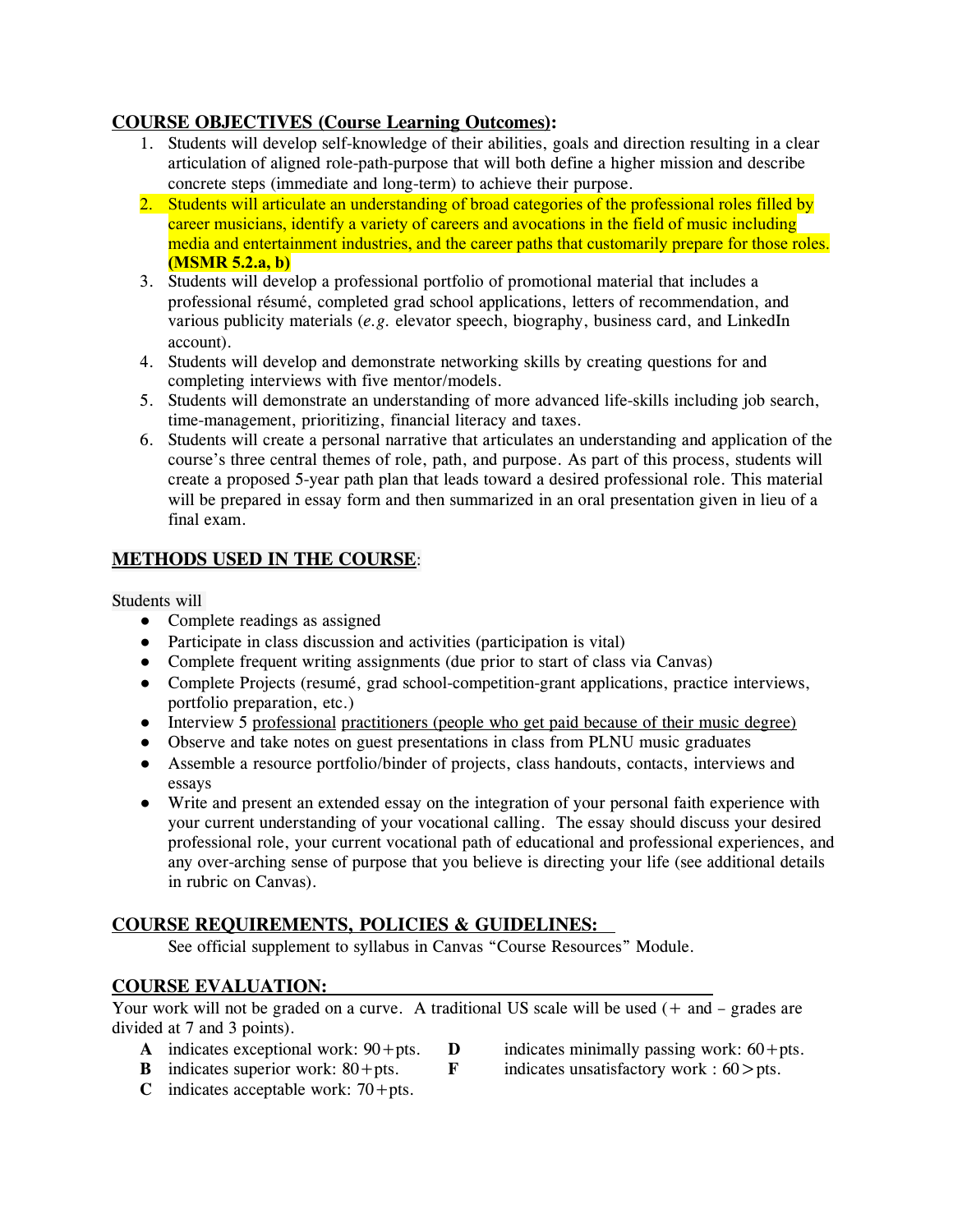## COURSE OBJECTIVES (Course Learning Outcomes):

1. Students will develop self-knowledge of their abilities, goals and direction resulting in a clear articulation of aligned role-path-purpose that will both define a higher mission and describe concrete steps (immediate and long-term) to achieve their purpose.
2. Students will articulate an understanding of broad categories of the professional roles filled by career musicians, identify a variety of careers and avocations in the field of music including media and entertainment industries, and the career paths that customarily prepare for those roles. **(MSMR 5.2.a, b)**
3. Students will develop a professional portfolio of promotional material that includes a professional résumé, completed grad school applications, letters of recommendation, and various publicity materials (*e.g.* elevator speech, biography, business card, and LinkedIn account).
4. Students will develop and demonstrate networking skills by creating questions for and completing interviews with five mentor/models.
5. Students will demonstrate an understanding of more advanced life-skills including job search, time-management, prioritizing, financial literacy and taxes.
6. Students will create a personal narrative that articulates an understanding and application of the course's three central themes of role, path, and purpose. As part of this process, students will create a proposed 5-year path plan that leads toward a desired professional role. This material will be prepared in essay form and then summarized in an oral presentation given in lieu of a final exam.

## METHODS USED IN THE COURSE:

Students will

- Complete readings as assigned
- Participate in class discussion and activities (participation is vital)
- Complete frequent writing assignments (due prior to start of class via Canvas)
- Complete Projects (resumé, grad school-competition-grant applications, practice interviews, portfolio preparation, etc.)
- Interview 5 professional practitioners (people who get paid because of their music degree)
- Observe and take notes on guest presentations in class from PLNU music graduates
- Assemble a resource portfolio/binder of projects, class handouts, contacts, interviews and essays
- Write and present an extended essay on the integration of your personal faith experience with your current understanding of your vocational calling. The essay should discuss your desired professional role, your current vocational path of educational and professional experiences, and any over-arching sense of purpose that you believe is directing your life (see additional details in rubric on Canvas).

## COURSE REQUIREMENTS, POLICIES & GUIDELINES:

See official supplement to syllabus in Canvas "Course Resources" Module.

## COURSE EVALUATION:

Your work will not be graded on a curve. A traditional US scale will be used (+ and – grades are divided at 7 and 3 points).

- **A** indicates exceptional work: 90+pts.
- **B** indicates superior work: 80+pts.
- **C** indicates acceptable work: 70+pts.
- **D** indicates minimally passing work: 60+pts.
- **F** indicates unsatisfactory work : 60>pts.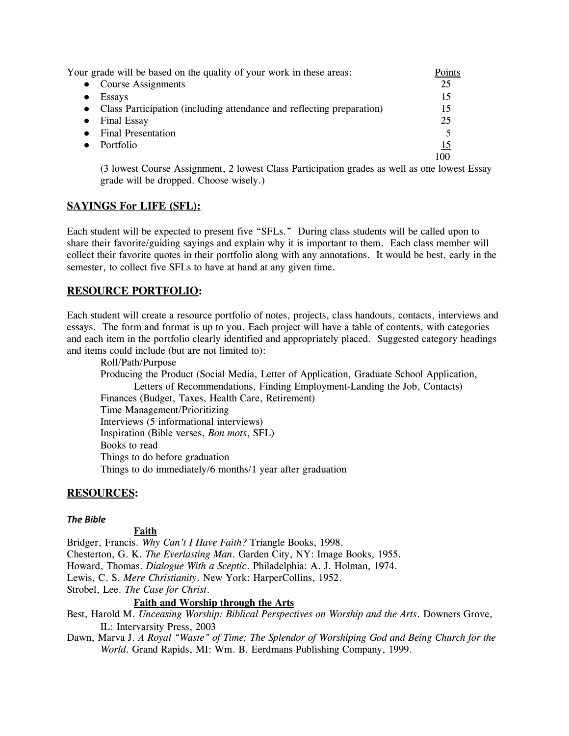Your grade will be based on the quality of your work in these areas:

| | Points |
|---|---|
| • Course Assignments | 25 |
| • Essays | 15 |
| • Class Participation (including attendance and reflecting preparation) | 15 |
| • Final Essay | 25 |
| • Final Presentation | 5 |
| • Portfolio | 15 |
| | 100 |

(3 lowest Course Assignment, 2 lowest Class Participation grades as well as one lowest Essay grade will be dropped. Choose wisely.)

## SAYINGS For LIFE (SFL):

Each student will be expected to present five "SFLs." During class students will be called upon to share their favorite/guiding sayings and explain why it is important to them. Each class member will collect their favorite quotes in their portfolio along with any annotations. It would be best, early in the semester, to collect five SFLs to have at hand at any given time.

## RESOURCE PORTFOLIO:

Each student will create a resource portfolio of notes, projects, class handouts, contacts, interviews and essays. The form and format is up to you. Each project will have a table of contents, with categories and each item in the portfolio clearly identified and appropriately placed. Suggested category headings and items could include (but are not limited to):

- Roll/Path/Purpose
- Producing the Product (Social Media, Letter of Application, Graduate School Application, Letters of Recommendations, Finding Employment-Landing the Job, Contacts)
- Finances (Budget, Taxes, Health Care, Retirement)
- Time Management/Prioritizing
- Interviews (5 informational interviews)
- Inspiration (Bible verses, *Bon mots*, SFL)
- Books to read
- Things to do before graduation
- Things to do immediately/6 months/1 year after graduation

## RESOURCES:

***The Bible***

**Faith**

Bridger, Francis. *Why Can't I Have Faith?* Triangle Books, 1998.
Chesterton, G. K. *The Everlasting Man*. Garden City, NY: Image Books, 1955.
Howard, Thomas. *Dialogue With a Sceptic*. Philadelphia: A. J. Holman, 1974.
Lewis, C. S. *Mere Christianity*. New York: HarperCollins, 1952.
Strobel, Lee. *The Case for Christ*.

**Faith and Worship through the Arts**

Best, Harold M. *Unceasing Worship: Biblical Perspectives on Worship and the Arts*. Downers Grove, IL: Intervarsity Press, 2003
Dawn, Marva J. *A Royal "Waste" of Time; The Splendor of Worshiping God and Being Church for the World*. Grand Rapids, MI: Wm. B. Eerdmans Publishing Company, 1999.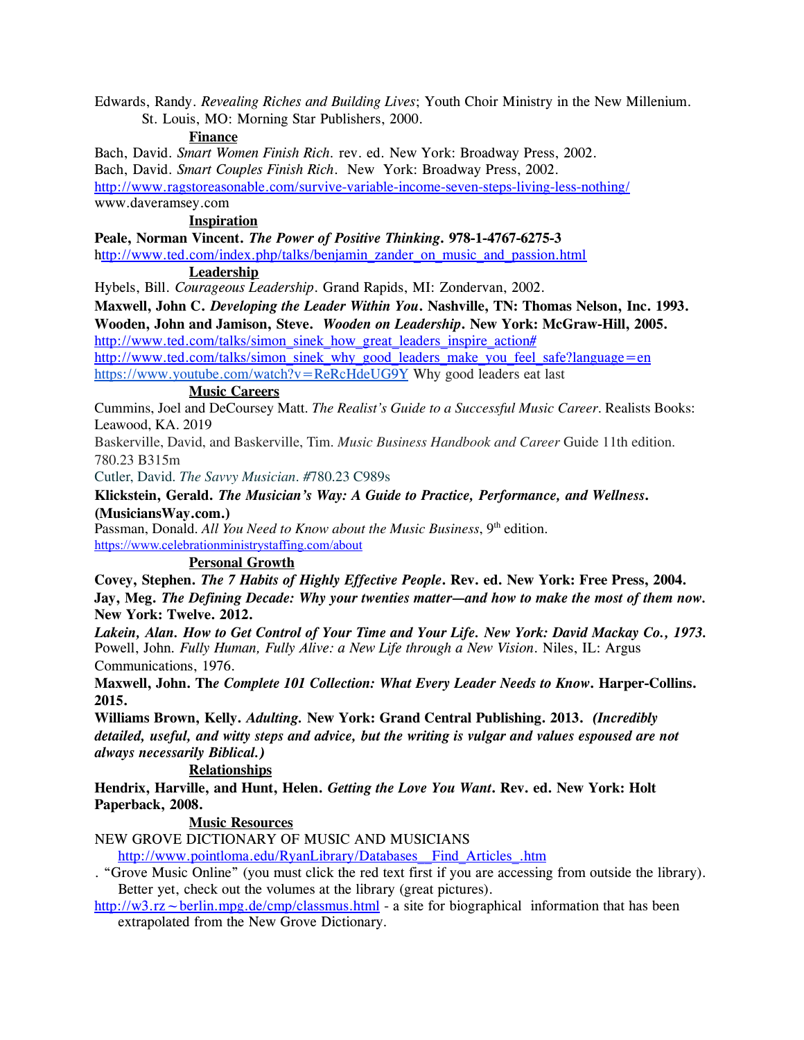Edwards, Randy. *Revealing Riches and Building Lives*; Youth Choir Ministry in the New Millenium. St. Louis, MO: Morning Star Publishers, 2000.

### Finance

Bach, David. *Smart Women Finish Rich.* rev. ed. New York: Broadway Press, 2002.

Bach, David. *Smart Couples Finish Rich*. New York: Broadway Press, 2002.

http://www.ragstoreasonable.com/survive-variable-income-seven-steps-living-less-nothing/

www.daveramsey.com

### Inspiration

**Peale, Norman Vincent. *The Power of Positive Thinking*. 978-1-4767-6275-3**

http://www.ted.com/index.php/talks/benjamin_zander_on_music_and_passion.html

### Leadership

Hybels, Bill. *Courageous Leadership*. Grand Rapids, MI: Zondervan, 2002.

**Maxwell, John C. *Developing the Leader Within You*. Nashville, TN: Thomas Nelson, Inc. 1993.**

**Wooden, John and Jamison, Steve. *Wooden on Leadership*. New York: McGraw-Hill, 2005.**

http://www.ted.com/talks/simon_sinek_how_great_leaders_inspire_action#

http://www.ted.com/talks/simon_sinek_why_good_leaders_make_you_feel_safe?language=en

https://www.youtube.com/watch?v=ReRcHdeUG9Y Why good leaders eat last

### Music Careers

Cummins, Joel and DeCoursey Matt. *The Realist's Guide to a Successful Music Career*. Realists Books: Leawood, KA. 2019

Baskerville, David, and Baskerville, Tim. *Music Business Handbook and Career* Guide 11th edition. 780.23 B315m

Cutler, David. *The Savvy Musician*. #780.23 C989s

**Klickstein, Gerald. *The Musician's Way: A Guide to Practice, Performance, and Wellness.* (MusiciansWay.com.)**

Passman, Donald. *All You Need to Know about the Music Business*, 9th edition.

https://www.celebrationministrystaffing.com/about

### Personal Growth

**Covey, Stephen. *The 7 Habits of Highly Effective People*. Rev. ed. New York: Free Press, 2004.**

**Jay, Meg. *The Defining Decade: Why your twenties matter—and how to make the most of them now.* New York: Twelve. 2012.**

***Lakein, Alan. How to Get Control of Your Time and Your Life. New York: David Mackay Co., 1973.***

Powell, John. *Fully Human, Fully Alive: a New Life through a New Vision*. Niles, IL: Argus Communications, 1976.

**Maxwell, John. The *Complete 101 Collection: What Every Leader Needs to Know*. Harper-Collins. 2015.**

**Williams Brown, Kelly. *Adulting.* New York: Grand Central Publishing. 2013. *(Incredibly detailed, useful, and witty steps and advice, but the writing is vulgar and values espoused are not always necessarily Biblical.)***

### Relationships

**Hendrix, Harville, and Hunt, Helen. *Getting the Love You Want*. Rev. ed. New York: Holt Paperback, 2008.**

### Music Resources

NEW GROVE DICTIONARY OF MUSIC AND MUSICIANS
http://www.pointloma.edu/RyanLibrary/Databases__Find_Articles_.htm

. "Grove Music Online" (you must click the red text first if you are accessing from outside the library). Better yet, check out the volumes at the library (great pictures).

http://w3.rz~berlin.mpg.de/cmp/classmus.html - a site for biographical information that has been extrapolated from the New Grove Dictionary.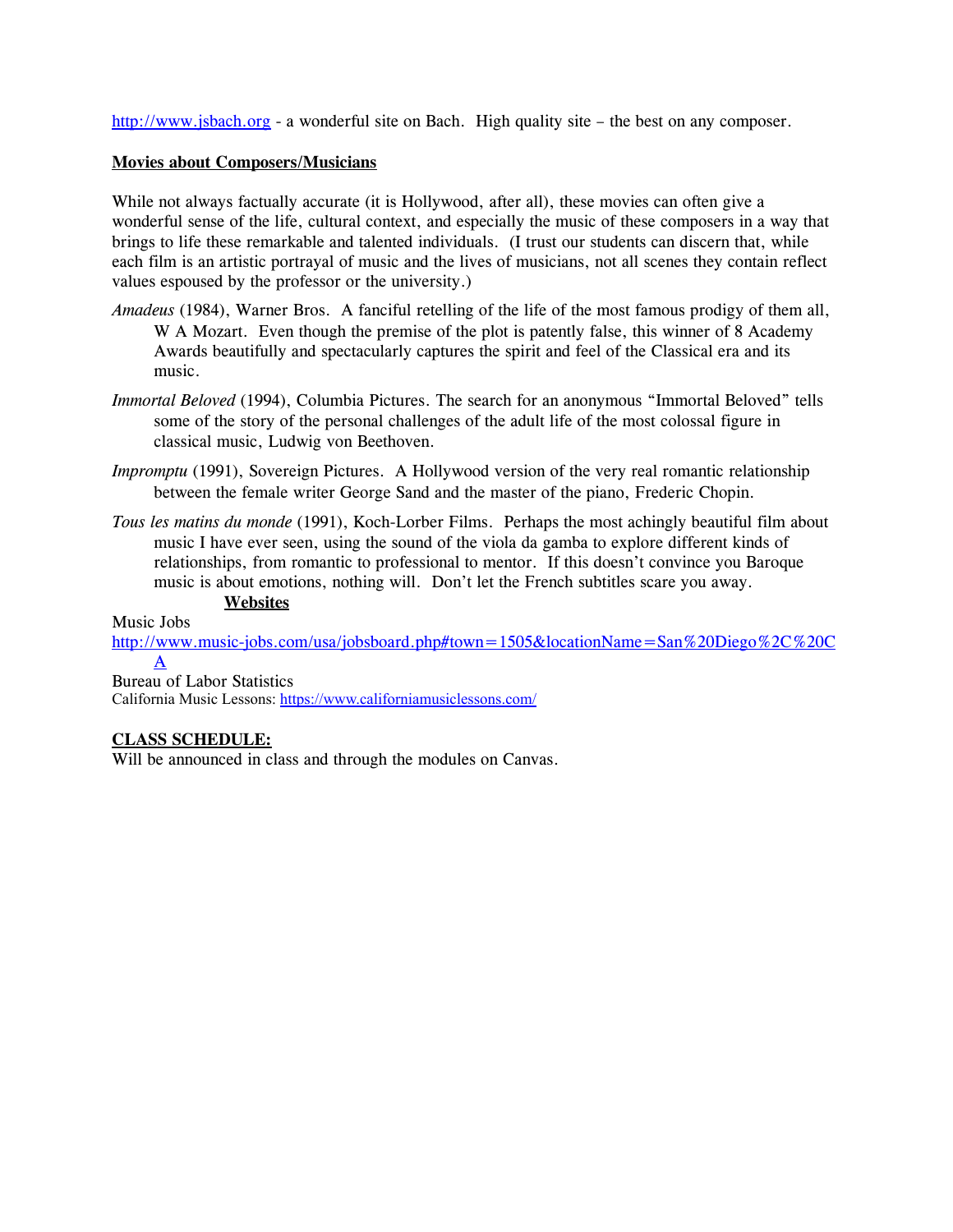http://www.jsbach.org - a wonderful site on Bach. High quality site – the best on any composer.

**Movies about Composers/Musicians**

While not always factually accurate (it is Hollywood, after all), these movies can often give a wonderful sense of the life, cultural context, and especially the music of these composers in a way that brings to life these remarkable and talented individuals. (I trust our students can discern that, while each film is an artistic portrayal of music and the lives of musicians, not all scenes they contain reflect values espoused by the professor or the university.)

*Amadeus* (1984), Warner Bros. A fanciful retelling of the life of the most famous prodigy of them all, W A Mozart. Even though the premise of the plot is patently false, this winner of 8 Academy Awards beautifully and spectacularly captures the spirit and feel of the Classical era and its music.

*Immortal Beloved* (1994), Columbia Pictures. The search for an anonymous "Immortal Beloved" tells some of the story of the personal challenges of the adult life of the most colossal figure in classical music, Ludwig von Beethoven.

*Impromptu* (1991), Sovereign Pictures. A Hollywood version of the very real romantic relationship between the female writer George Sand and the master of the piano, Frederic Chopin.

*Tous les matins du monde* (1991), Koch-Lorber Films. Perhaps the most achingly beautiful film about music I have ever seen, using the sound of the viola da gamba to explore different kinds of relationships, from romantic to professional to mentor. If this doesn't convince you Baroque music is about emotions, nothing will. Don't let the French subtitles scare you away.

**Websites**

Music Jobs
http://www.music-jobs.com/usa/jobsboard.php#town=1505&locationName=San%20Diego%2C%20CA

Bureau of Labor Statistics

California Music Lessons: https://www.californiamusiclessons.com/

**CLASS SCHEDULE:**

Will be announced in class and through the modules on Canvas.